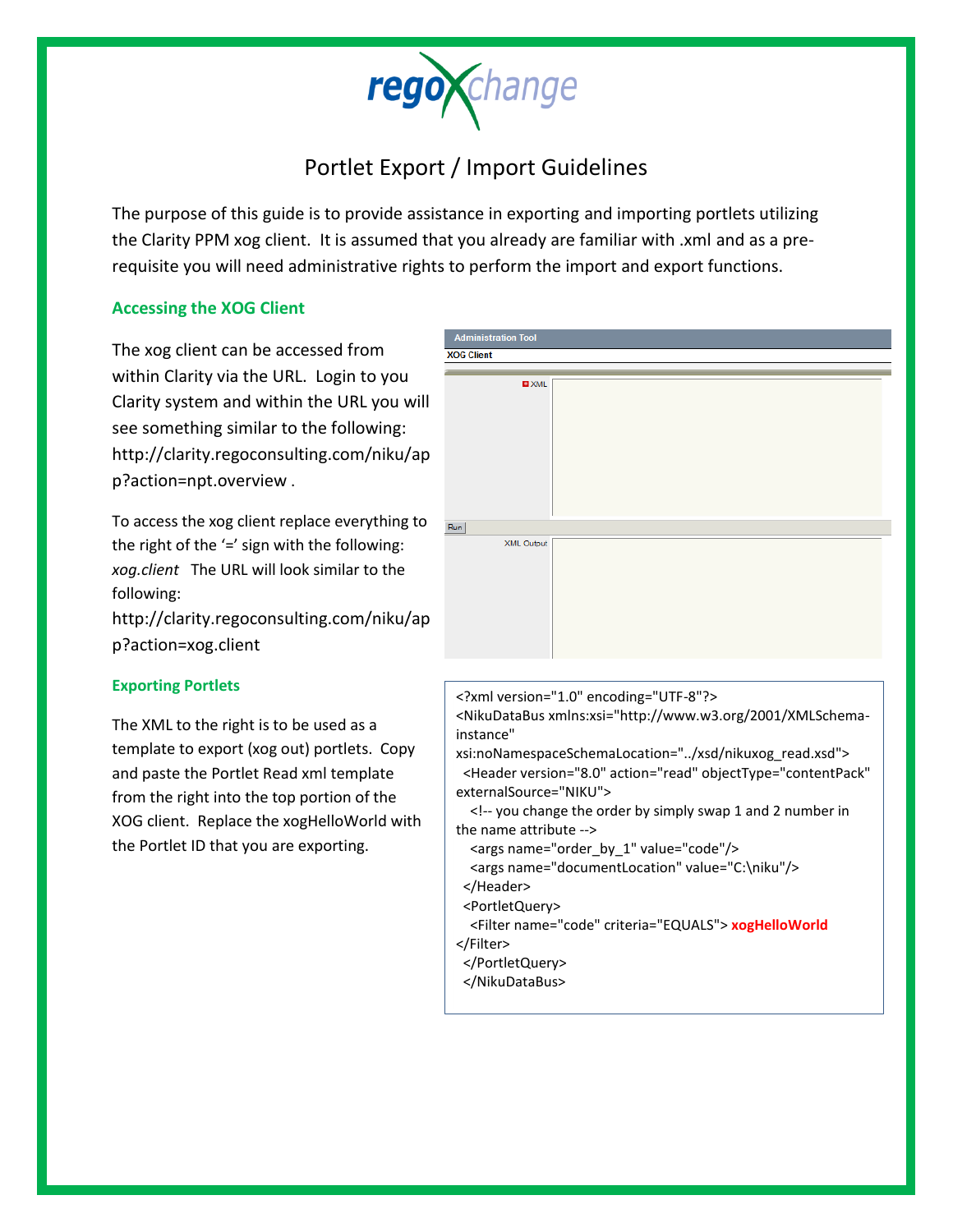# Portlet Export / Import Guidelines

The purpose of this guide is to provide assistance in exporting and importing portlets utilizing the Clarity PPM xog client. It is assumed that you already are familiar with .xml and as a pre-requisite you will need administrative rights to perform the import and export functions.

## Accessing the XOG Client

The xog client can be accessed from within Clarity via the URL. Login to you Clarity system and within the URL you will see something similar to the following: http://clarity.regoconsulting.com/niku/app?action=npt.overview .

To access the xog client replace everything to the right of the '=' sign with the following: *xog.client* The URL will look similar to the following: http://clarity.regoconsulting.com/niku/app?action=xog.client

## Exporting Portlets

The XML to the right is to be used as a template to export (xog out) portlets. Copy and paste the Portlet Read xml template from the right into the top portion of the XOG client. Replace the xogHelloWorld with the Portlet ID that you are exporting.

```
<?xml version="1.0" encoding="UTF-8"?>
<NikuDataBus xmlns:xsi="http://www.w3.org/2001/XMLSchema-instance"
xsi:noNamespaceSchemaLocation="../xsd/nikuxog_read.xsd">
  <Header version="8.0" action="read" objectType="contentPack"
externalSource="NIKU">
    <!-- you change the order by simply swap 1 and 2 number in
the name attribute -->
    <args name="order_by_1" value="code"/>
    <args name="documentLocation" value="C:\niku"/>
  </Header>
  <PortletQuery>
    <Filter name="code" criteria="EQUALS"> xogHelloWorld
</Filter>
  </PortletQuery>
  </NikuDataBus>
```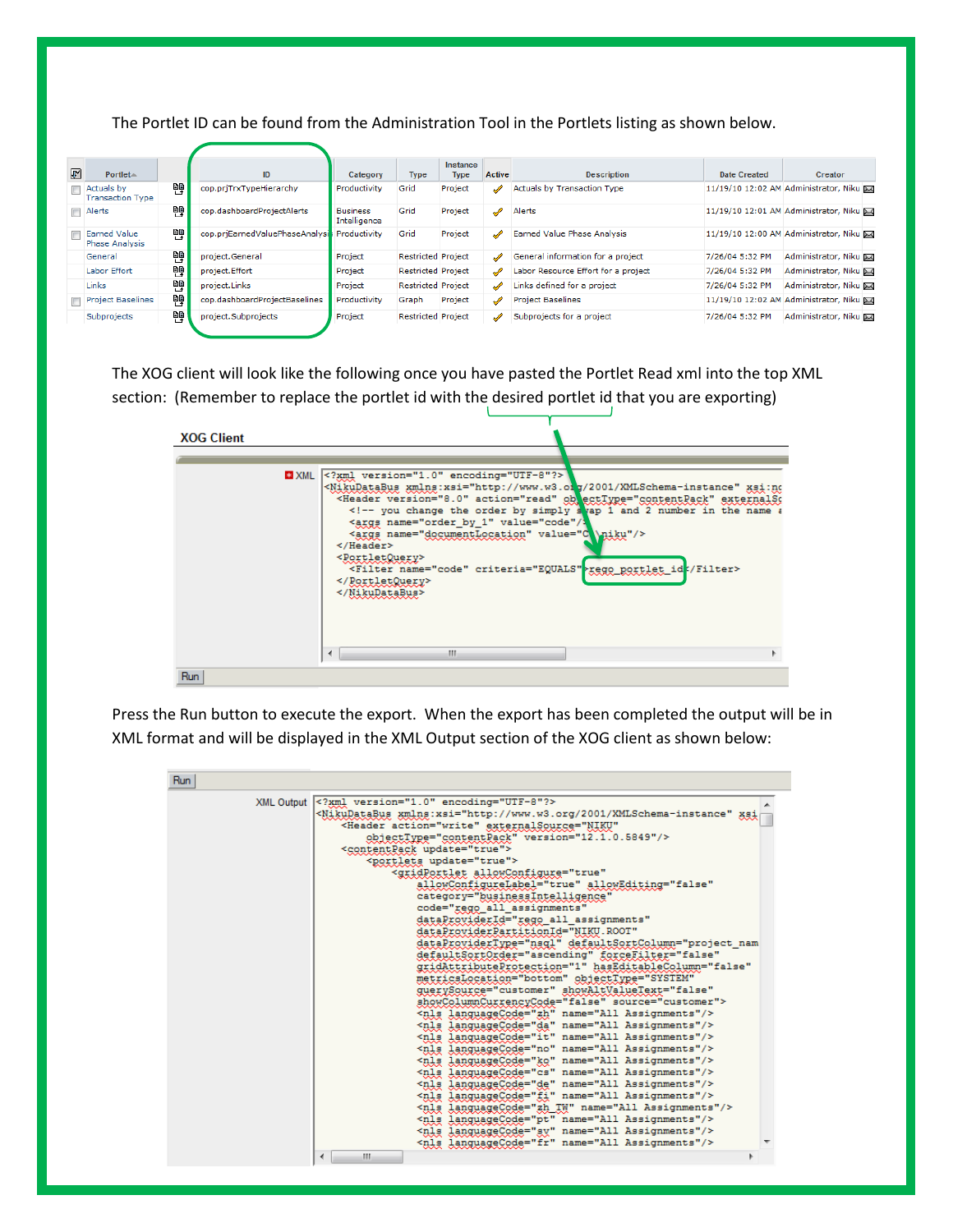The Portlet ID can be found from the Administration Tool in the Portlets listing as shown below.

| | Portlet | | ID | Category | Type | Instance Type | Active | Description | Date Created | Creator |
|---|---|---|---|---|---|---|---|---|---|---|
| | Actuals by Transaction Type | | cop.prjTrxTypeHierarchy | Productivity | Grid | Project | ✓ | Actuals by Transaction Type | 11/19/10 12:02 AM | Administrator, Niku |
| | Alerts | | cop.dashboardProjectAlerts | Business Intelligence | Grid | Project | ✓ | Alerts | 11/19/10 12:01 AM | Administrator, Niku |
| | Earned Value Phase Analysis | | cop.prjEarnedValuePhaseAnalysis | Productivity | Grid | Project | ✓ | Earned Value Phase Analysis | 11/19/10 12:00 AM | Administrator, Niku |
| | General | | project.General | Project | Restricted | Project | ✓ | General information for a project | 7/26/04 5:32 PM | Administrator, Niku |
| | Labor Effort | | project.Effort | Project | Restricted | Project | ✓ | Labor Resource Effort for a project | 7/26/04 5:32 PM | Administrator, Niku |
| | Links | | project.Links | Project | Restricted | Project | ✓ | Links defined for a project | 7/26/04 5:32 PM | Administrator, Niku |
| | Project Baselines | | cop.dashboardProjectBaselines | Productivity | Graph | Project | ✓ | Project Baselines | 11/19/10 12:02 AM | Administrator, Niku |
| | Subprojects | | project.Subprojects | Project | Restricted | Project | ✓ | Subprojects for a project | 7/26/04 5:32 PM | Administrator, Niku |

The XOG client will look like the following once you have pasted the Portlet Read xml into the top XML section: (Remember to replace the portlet id with the desired portlet id that you are exporting)

**XOG Client**

XML

```
<?xml version="1.0" encoding="UTF-8"?>
<NikuDataBus xmlns:xsi="http://www.w3.org/2001/XMLSchema-instance" xsi:no
  <Header version="8.0" action="read" objectType="contentPack" externalSo
    <!-- you change the order by simply swap 1 and 2 number in the name a
    <args name="order_by_1" value="code"/>
    <args name="documentLocation" value="C:\niku"/>
  </Header>
  <PortletQuery>
    <Filter name="code" criteria="EQUALS">rego_portlet_id</Filter>
  </PortletQuery>
</NikuDataBus>
```

Run

Press the Run button to execute the export. When the export has been completed the output will be in XML format and will be displayed in the XML Output section of the XOG client as shown below:

Run

XML Output

```
<?xml version="1.0" encoding="UTF-8"?>
<NikuDataBus xmlns:xsi="http://www.w3.org/2001/XMLSchema-instance" xsi
    <Header action="write" externalSource="NIKU"
        objectType="contentPack" version="12.1.0.5849"/>
    <contentPack update="true">
        <portlets update="true">
            <gridPortlet allowConfigure="true"
                allowConfigureLabel="true" allowEditing="false"
                category="businessIntelligence"
                code="rego_all_assignments"
                dataProviderId="rego_all_assignments"
                dataProviderPartitionId="NIKU.ROOT"
                dataProviderType="nsql" defaultSortColumn="project_nam
                defaultSortOrder="ascending" forceFilter="false"
                gridAttributeProtection="1" hasEditableColumn="false"
                metricsLocation="bottom" objectType="SYSTEM"
                querySource="customer" showAltValueText="false"
                showColumnCurrencyCode="false" source="customer">
                <nls languageCode="zh" name="All Assignments"/>
                <nls languageCode="da" name="All Assignments"/>
                <nls languageCode="it" name="All Assignments"/>
                <nls languageCode="no" name="All Assignments"/>
                <nls languageCode="ko" name="All Assignments"/>
                <nls languageCode="cs" name="All Assignments"/>
                <nls languageCode="de" name="All Assignments"/>
                <nls languageCode="fi" name="All Assignments"/>
                <nls languageCode="zh_TW" name="All Assignments"/>
                <nls languageCode="pt" name="All Assignments"/>
                <nls languageCode="sv" name="All Assignments"/>
                <nls languageCode="fr" name="All Assignments"/>
```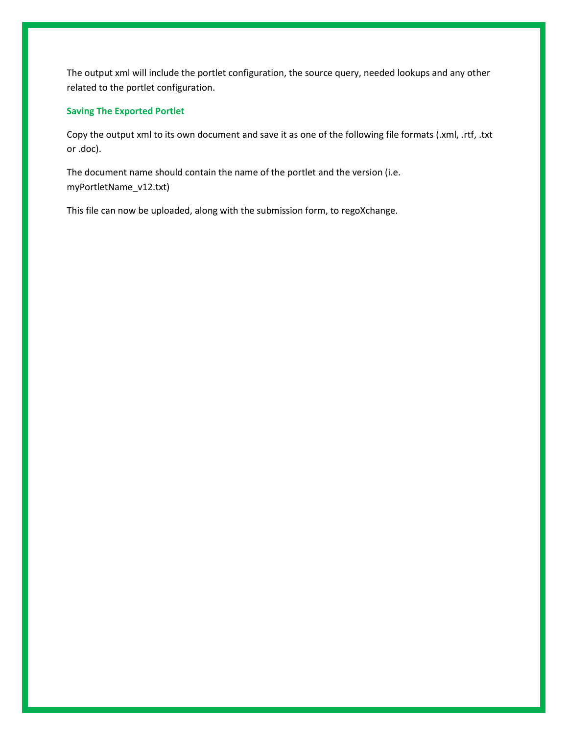The output xml will include the portlet configuration, the source query, needed lookups and any other related to the portlet configuration.

### Saving The Exported Portlet

Copy the output xml to its own document and save it as one of the following file formats (.xml, .rtf, .txt or .doc).

The document name should contain the name of the portlet and the version (i.e. myPortletName_v12.txt)

This file can now be uploaded, along with the submission form, to regoXchange.